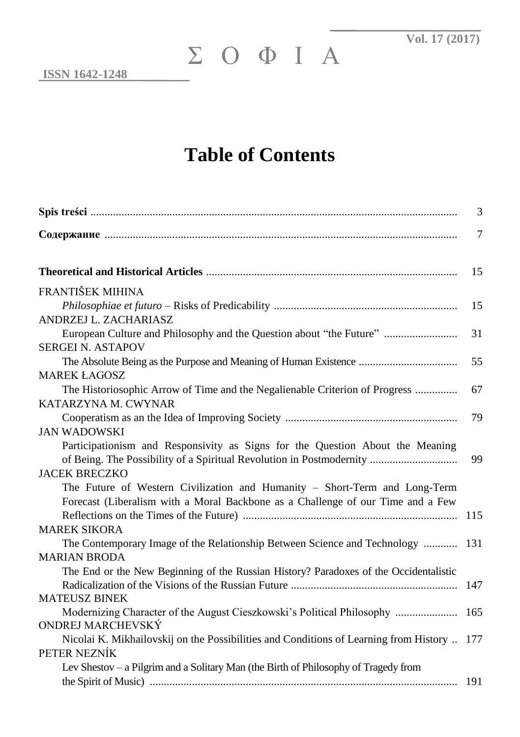# Σ Ο Φ Ι Α

**Vol. 17 (2017)**

**ISSN 1642-1248**

# Table of Contents

**Spis treści** ........ 3

**Содержание** ........ 7

**Theoretical and Historical Articles** ........ 15

FRANTIŠEK MIHINA
*Philosophiae et futuro* – Risks of Predicability ........ 15

ANDRZEJ L. ZACHARIASZ
European Culture and Philosophy and the Question about "the Future" ........ 31

SERGEI N. ASTAPOV
The Absolute Being as the Purpose and Meaning of Human Existence ........ 55

MAREK ŁAGOSZ
The Historiosophic Arrow of Time and the Negalienable Criterion of Progress ........ 67

KATARZYNA M. CWYNAR
Cooperatism as an the Idea of Improving Society ........ 79

JAN WADOWSKI
Participationism and Responsivity as Signs for the Question About the Meaning of Being. The Possibility of a Spiritual Revolution in Postmodernity ........ 99

JACEK BRECZKO
The Future of Western Civilization and Humanity – Short-Term and Long-Term Forecast (Liberalism with a Moral Backbone as a Challenge of our Time and a Few Reflections on the Times of the Future) ........ 115

MAREK SIKORA
The Contemporary Image of the Relationship Between Science and Technology ........ 131

MARIAN BRODA
The End or the New Beginning of the Russian History? Paradoxes of the Occidentalistic Radicalization of the Visions of the Russian Future ........ 147

MATEUSZ BINEK
Modernizing Character of the August Cieszkowski's Political Philosophy ........ 165

ONDREJ MARCHEVSKÝ
Nicolai K. Mikhailovskij on the Possibilities and Conditions of Learning from History .. 177

PETER NEZNÍK
Lev Shestov – a Pilgrim and a Solitary Man (the Birth of Philosophy of Tragedy from the Spirit of Music) ........ 191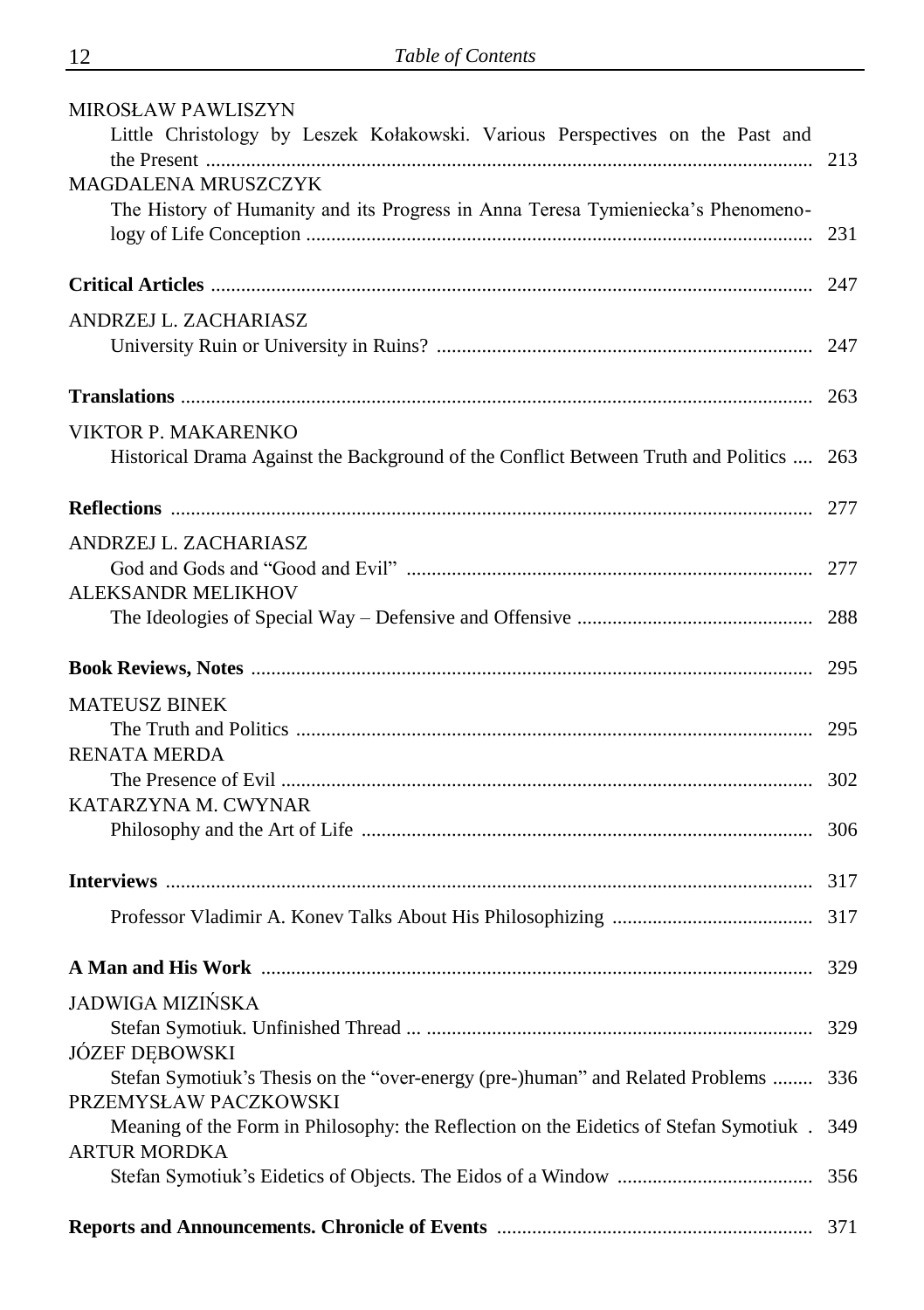MIROSŁAW PAWLISZYN

Little Christology by Leszek Kołakowski. Various Perspectives on the Past and the Present ........ 213

MAGDALENA MRUSZCZYK

The History of Humanity and its Progress in Anna Teresa Tymieniecka's Phenomenology of Life Conception ........ 231

**Critical Articles** ........ 247

ANDRZEJ L. ZACHARIASZ

University Ruin or University in Ruins? ........ 247

**Translations** ........ 263

VIKTOR P. MAKARENKO

Historical Drama Against the Background of the Conflict Between Truth and Politics ........ 263

**Reflections** ........ 277

ANDRZEJ L. ZACHARIASZ

God and Gods and "Good and Evil" ........ 277

ALEKSANDR MELIKHOV

The Ideologies of Special Way – Defensive and Offensive ........ 288

**Book Reviews, Notes** ........ 295

MATEUSZ BINEK

The Truth and Politics ........ 295

RENATA MERDA

The Presence of Evil ........ 302

KATARZYNA M. CWYNAR

Philosophy and the Art of Life ........ 306

**Interviews** ........ 317

Professor Vladimir A. Konev Talks About His Philosophizing ........ 317

**A Man and His Work** ........ 329

JADWIGA MIZIŃSKA

Stefan Symotiuk. Unfinished Thread ... ........ 329

JÓZEF DĘBOWSKI

Stefan Symotiuk's Thesis on the "over-energy (pre-)human" and Related Problems ........ 336

PRZEMYSŁAW PACZKOWSKI

Meaning of the Form in Philosophy: the Reflection on the Eidetics of Stefan Symotiuk . 349

ARTUR MORDKA

Stefan Symotiuk's Eidetics of Objects. The Eidos of a Window ........ 356

**Reports and Announcements. Chronicle of Events** ........ 371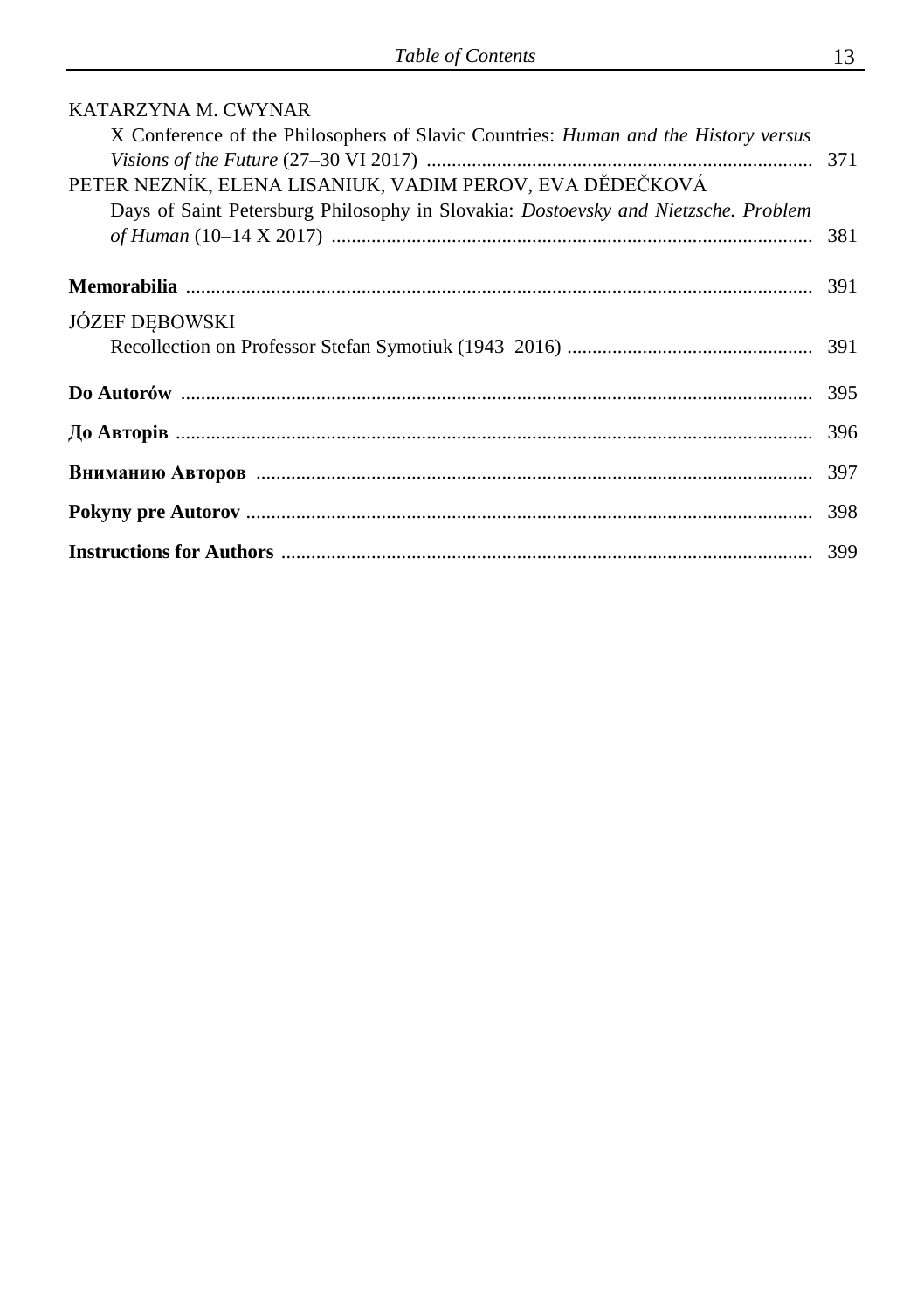KATARZYNA M. CWYNAR

X Conference of the Philosophers of Slavic Countries: *Human and the History versus Visions of the Future* (27–30 VI 2017) ............................................................................ 371

PETER NEZNÍK, ELENA LISANIUK, VADIM PEROV, EVA DĚDEČKOVÁ

Days of Saint Petersburg Philosophy in Slovakia: *Dostoevsky and Nietzsche. Problem of Human* (10–14 X 2017) ............................................................................................... 381

**Memorabilia** ............................................................................................................................ 391

JÓZEF DĘBOWSKI

Recollection on Professor Stefan Symotiuk (1943–2016) ................................................ 391

**Do Autorów** ............................................................................................................................. 395

**До Авторів** .............................................................................................................................. 396

**Вниманию Авторов** .............................................................................................................. 397

**Pokyny pre Autorov** ................................................................................................................ 398

**Instructions for Authors** ......................................................................................................... 399